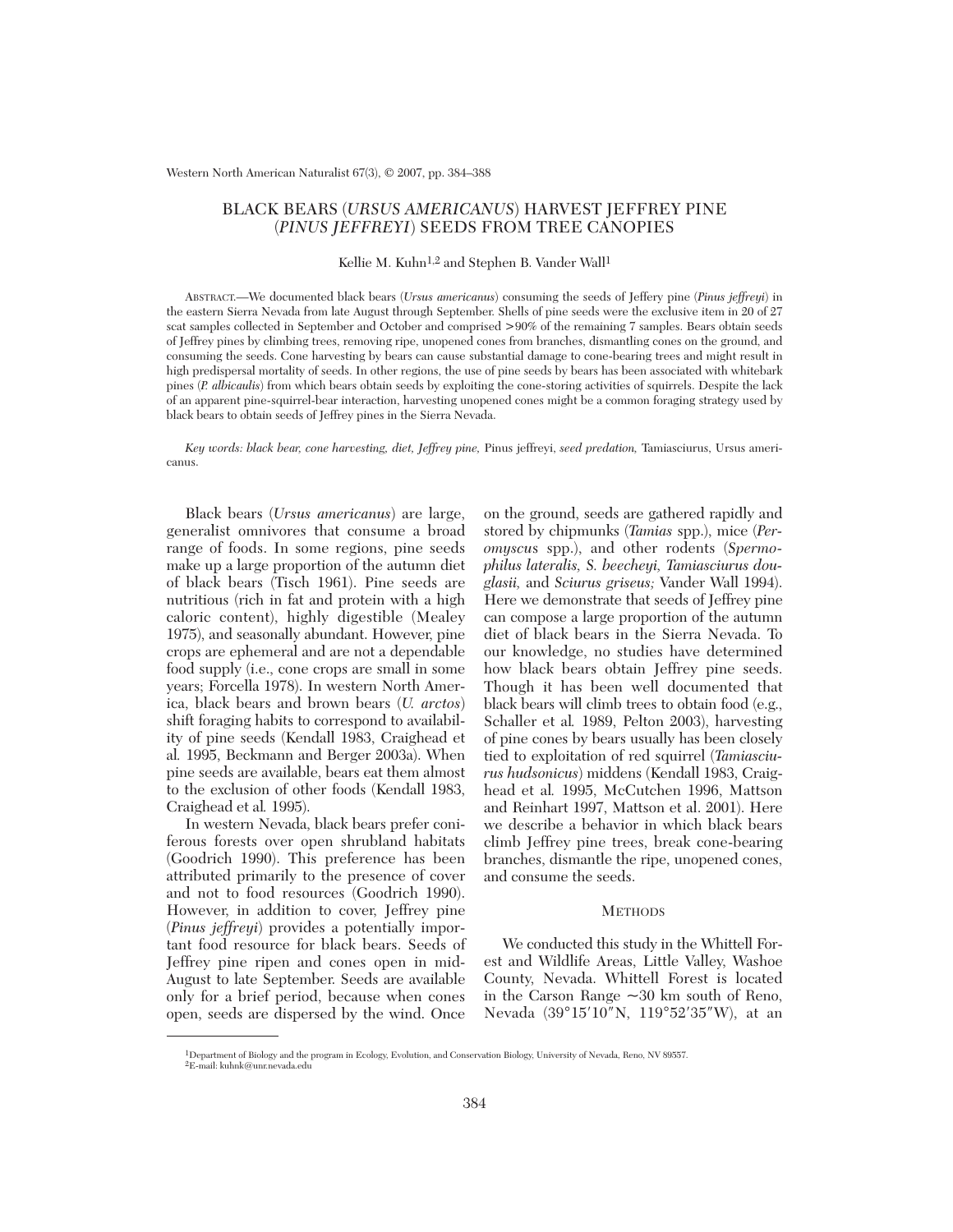# BLACK BEARS (*URSUS AMERICANUS*) HARVEST JEFFREY PINE (*PINUS JEFFREYI*) SEEDS FROM TREE CANOPIES

Kellie M. Kuhn[1,2] and Stephen B. Vander Wall[1]

ABSTRACT.—We documented black bears (*Ursus americanus*) consuming the seeds of Jeffery pine (*Pinus jeffreyi*) in the eastern Sierra Nevada from late August through September. Shells of pine seeds were the exclusive item in 20 of 27 scat samples collected in September and October and comprised >90% of the remaining 7 samples. Bears obtain seeds of Jeffrey pines by climbing trees, removing ripe, unopened cones from branches, dismantling cones on the ground, and consuming the seeds. Cone harvesting by bears can cause substantial damage to cone-bearing trees and might result in high predispersal mortality of seeds. In other regions, the use of pine seeds by bears has been associated with whitebark pines (*P. albicaulis*) from which bears obtain seeds by exploiting the cone-storing activities of squirrels. Despite the lack of an apparent pine-squirrel-bear interaction, harvesting unopened cones might be a common foraging strategy used by black bears to obtain seeds of Jeffrey pines in the Sierra Nevada.

*Key words: black bear, cone harvesting, diet, Jeffrey pine,* Pinus jeffreyi, *seed predation,* Tamiasciurus, Ursus americanus.

Black bears (*Ursus americanus*) are large, generalist omnivores that consume a broad range of foods. In some regions, pine seeds make up a large proportion of the autumn diet of black bears (Tisch 1961). Pine seeds are nutritious (rich in fat and protein with a high caloric content), highly digestible (Mealey 1975), and seasonally abundant. However, pine crops are ephemeral and are not a dependable food supply (i.e., cone crops are small in some years; Forcella 1978). In western North America, black bears and brown bears (*U. arctos*) shift foraging habits to correspond to availability of pine seeds (Kendall 1983, Craighead et al. 1995, Beckmann and Berger 2003a). When pine seeds are available, bears eat them almost to the exclusion of other foods (Kendall 1983, Craighead et al. 1995).

In western Nevada, black bears prefer coniferous forests over open shrubland habitats (Goodrich 1990). This preference has been attributed primarily to the presence of cover and not to food resources (Goodrich 1990). However, in addition to cover, Jeffrey pine (*Pinus jeffreyi*) provides a potentially important food resource for black bears. Seeds of Jeffrey pine ripen and cones open in mid-August to late September. Seeds are available only for a brief period, because when cones open, seeds are dispersed by the wind. Once on the ground, seeds are gathered rapidly and stored by chipmunks (*Tamias* spp.), mice (*Peromyscus* spp.), and other rodents (*Spermophilus lateralis, S. beecheyi, Tamiasciurus douglasii,* and *Sciurus griseus;* Vander Wall 1994). Here we demonstrate that seeds of Jeffrey pine can compose a large proportion of the autumn diet of black bears in the Sierra Nevada. To our knowledge, no studies have determined how black bears obtain Jeffrey pine seeds. Though it has been well documented that black bears will climb trees to obtain food (e.g., Schaller et al. 1989, Pelton 2003), harvesting of pine cones by bears usually has been closely tied to exploitation of red squirrel (*Tamiasciurus hudsonicus*) middens (Kendall 1983, Craighead et al. 1995, McCutchen 1996, Mattson and Reinhart 1997, Mattson et al. 2001). Here we describe a behavior in which black bears climb Jeffrey pine trees, break cone-bearing branches, dismantle the ripe, unopened cones, and consume the seeds.

## METHODS

We conducted this study in the Whittell Forest and Wildlife Areas, Little Valley, Washoe County, Nevada. Whittell Forest is located in the Carson Range ~30 km south of Reno, Nevada (39°15′10″N, 119°52′35″W), at an

[1]Department of Biology and the program in Ecology, Evolution, and Conservation Biology, University of Nevada, Reno, NV 89557.
[2]E-mail: kuhnk@unr.nevada.edu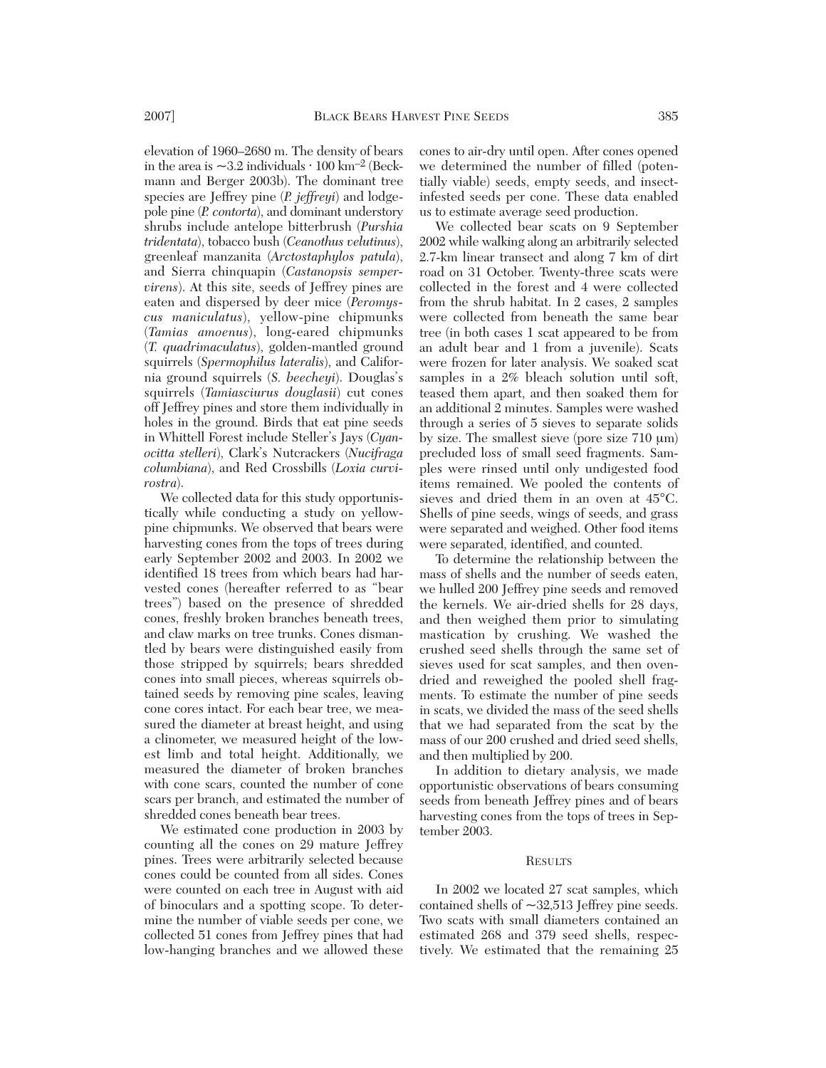elevation of 1960–2680 m. The density of bears in the area is ~3.2 individuals · 100 km$^{-2}$ (Beckmann and Berger 2003b). The dominant tree species are Jeffrey pine (*P. jeffreyi*) and lodgepole pine (*P. contorta*), and dominant understory shrubs include antelope bitterbrush (*Purshia tridentata*), tobacco bush (*Ceanothus velutinus*), greenleaf manzanita (*Arctostaphylos patula*), and Sierra chinquapin (*Castanopsis sempervirens*). At this site, seeds of Jeffrey pines are eaten and dispersed by deer mice (*Peromyscus maniculatus*), yellow-pine chipmunks (*Tamias amoenus*), long-eared chipmunks (*T. quadrimaculatus*), golden-mantled ground squirrels (*Spermophilus lateralis*), and California ground squirrels (*S. beecheyi*). Douglas's squirrels (*Tamiasciurus douglasii*) cut cones off Jeffrey pines and store them individually in holes in the ground. Birds that eat pine seeds in Whittell Forest include Steller's Jays (*Cyanocitta stelleri*), Clark's Nutcrackers (*Nucifraga columbiana*), and Red Crossbills (*Loxia curvirostra*).

We collected data for this study opportunistically while conducting a study on yellow-pine chipmunks. We observed that bears were harvesting cones from the tops of trees during early September 2002 and 2003. In 2002 we identified 18 trees from which bears had harvested cones (hereafter referred to as "bear trees") based on the presence of shredded cones, freshly broken branches beneath trees, and claw marks on tree trunks. Cones dismantled by bears were distinguished easily from those stripped by squirrels; bears shredded cones into small pieces, whereas squirrels obtained seeds by removing pine scales, leaving cone cores intact. For each bear tree, we measured the diameter at breast height, and using a clinometer, we measured height of the lowest limb and total height. Additionally, we measured the diameter of broken branches with cone scars, counted the number of cone scars per branch, and estimated the number of shredded cones beneath bear trees.

We estimated cone production in 2003 by counting all the cones on 29 mature Jeffrey pines. Trees were arbitrarily selected because cones could be counted from all sides. Cones were counted on each tree in August with aid of binoculars and a spotting scope. To determine the number of viable seeds per cone, we collected 51 cones from Jeffrey pines that had low-hanging branches and we allowed these cones to air-dry until open. After cones opened we determined the number of filled (potentially viable) seeds, empty seeds, and insect-infested seeds per cone. These data enabled us to estimate average seed production.

We collected bear scats on 9 September 2002 while walking along an arbitrarily selected 2.7-km linear transect and along 7 km of dirt road on 31 October. Twenty-three scats were collected in the forest and 4 were collected from the shrub habitat. In 2 cases, 2 samples were collected from beneath the same bear tree (in both cases 1 scat appeared to be from an adult bear and 1 from a juvenile). Scats were frozen for later analysis. We soaked scat samples in a 2% bleach solution until soft, teased them apart, and then soaked them for an additional 2 minutes. Samples were washed through a series of 5 sieves to separate solids by size. The smallest sieve (pore size 710 µm) precluded loss of small seed fragments. Samples were rinsed until only undigested food items remained. We pooled the contents of sieves and dried them in an oven at 45°C. Shells of pine seeds, wings of seeds, and grass were separated and weighed. Other food items were separated, identified, and counted.

To determine the relationship between the mass of shells and the number of seeds eaten, we hulled 200 Jeffrey pine seeds and removed the kernels. We air-dried shells for 28 days, and then weighed them prior to simulating mastication by crushing. We washed the crushed seed shells through the same set of sieves used for scat samples, and then oven-dried and reweighed the pooled shell fragments. To estimate the number of pine seeds in scats, we divided the mass of the seed shells that we had separated from the scat by the mass of our 200 crushed and dried seed shells, and then multiplied by 200.

In addition to dietary analysis, we made opportunistic observations of bears consuming seeds from beneath Jeffrey pines and of bears harvesting cones from the tops of trees in September 2003.

## Results

In 2002 we located 27 scat samples, which contained shells of ~32,513 Jeffrey pine seeds. Two scats with small diameters contained an estimated 268 and 379 seed shells, respectively. We estimated that the remaining 25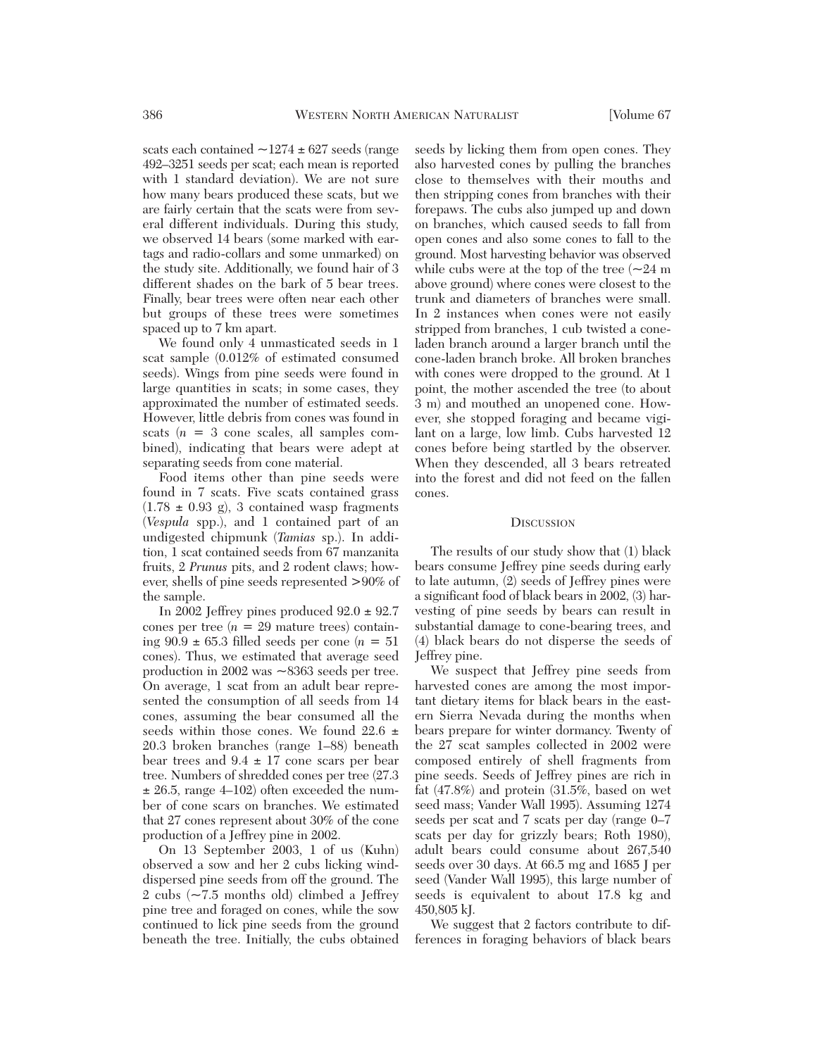scats each contained ~1274 ± 627 seeds (range 492–3251 seeds per scat; each mean is reported with 1 standard deviation). We are not sure how many bears produced these scats, but we are fairly certain that the scats were from several different individuals. During this study, we observed 14 bears (some marked with ear-tags and radio-collars and some unmarked) on the study site. Additionally, we found hair of 3 different shades on the bark of 5 bear trees. Finally, bear trees were often near each other but groups of these trees were sometimes spaced up to 7 km apart.

We found only 4 unmasticated seeds in 1 scat sample (0.012% of estimated consumed seeds). Wings from pine seeds were found in large quantities in scats; in some cases, they approximated the number of estimated seeds. However, little debris from cones was found in scats ($n$ = 3 cone scales, all samples combined), indicating that bears were adept at separating seeds from cone material.

Food items other than pine seeds were found in 7 scats. Five scats contained grass (1.78 ± 0.93 g), 3 contained wasp fragments (*Vespula* spp.), and 1 contained part of an undigested chipmunk (*Tamias* sp.). In addition, 1 scat contained seeds from 67 manzanita fruits, 2 *Prunus* pits, and 2 rodent claws; however, shells of pine seeds represented >90% of the sample.

In 2002 Jeffrey pines produced 92.0 ± 92.7 cones per tree ($n$ = 29 mature trees) containing 90.9 ± 65.3 filled seeds per cone ($n$ = 51 cones). Thus, we estimated that average seed production in 2002 was ~8363 seeds per tree. On average, 1 scat from an adult bear represented the consumption of all seeds from 14 cones, assuming the bear consumed all the seeds within those cones. We found 22.6 ± 20.3 broken branches (range 1–88) beneath bear trees and 9.4 ± 17 cone scars per bear tree. Numbers of shredded cones per tree (27.3 ± 26.5, range 4–102) often exceeded the number of cone scars on branches. We estimated that 27 cones represent about 30% of the cone production of a Jeffrey pine in 2002.

On 13 September 2003, 1 of us (Kuhn) observed a sow and her 2 cubs licking wind-dispersed pine seeds from off the ground. The 2 cubs (~7.5 months old) climbed a Jeffrey pine tree and foraged on cones, while the sow continued to lick pine seeds from the ground beneath the tree. Initially, the cubs obtained seeds by licking them from open cones. They also harvested cones by pulling the branches close to themselves with their mouths and then stripping cones from branches with their forepaws. The cubs also jumped up and down on branches, which caused seeds to fall from open cones and also some cones to fall to the ground. Most harvesting behavior was observed while cubs were at the top of the tree (~24 m above ground) where cones were closest to the trunk and diameters of branches were small. In 2 instances when cones were not easily stripped from branches, 1 cub twisted a cone-laden branch around a larger branch until the cone-laden branch broke. All broken branches with cones were dropped to the ground. At 1 point, the mother ascended the tree (to about 3 m) and mouthed an unopened cone. However, she stopped foraging and became vigilant on a large, low limb. Cubs harvested 12 cones before being startled by the observer. When they descended, all 3 bears retreated into the forest and did not feed on the fallen cones.

## Discussion

The results of our study show that (1) black bears consume Jeffrey pine seeds during early to late autumn, (2) seeds of Jeffrey pines were a significant food of black bears in 2002, (3) harvesting of pine seeds by bears can result in substantial damage to cone-bearing trees, and (4) black bears do not disperse the seeds of Jeffrey pine.

We suspect that Jeffrey pine seeds from harvested cones are among the most important dietary items for black bears in the eastern Sierra Nevada during the months when bears prepare for winter dormancy. Twenty of the 27 scat samples collected in 2002 were composed entirely of shell fragments from pine seeds. Seeds of Jeffrey pines are rich in fat (47.8%) and protein (31.5%, based on wet seed mass; Vander Wall 1995). Assuming 1274 seeds per scat and 7 scats per day (range 0–7 scats per day for grizzly bears; Roth 1980), adult bears could consume about 267,540 seeds over 30 days. At 66.5 mg and 1685 J per seed (Vander Wall 1995), this large number of seeds is equivalent to about 17.8 kg and 450,805 kJ.

We suggest that 2 factors contribute to differences in foraging behaviors of black bears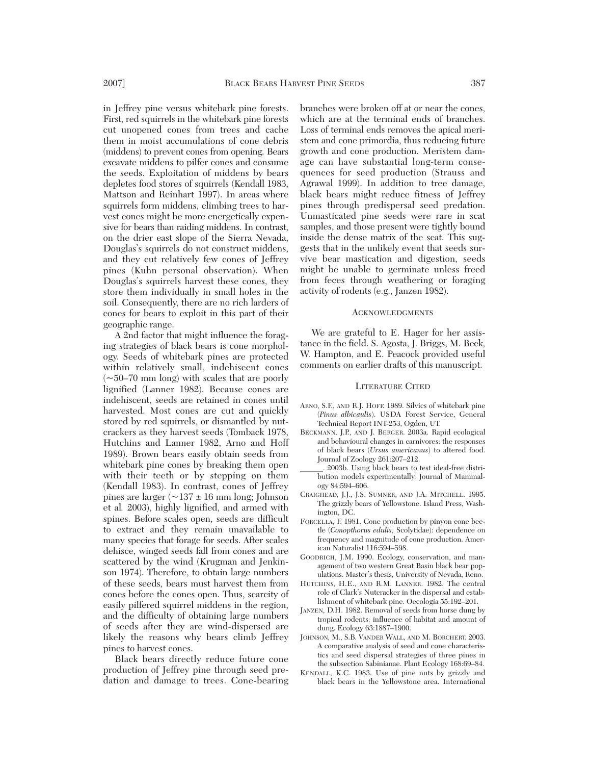in Jeffrey pine versus whitebark pine forests. First, red squirrels in the whitebark pine forests cut unopened cones from trees and cache them in moist accumulations of cone debris (middens) to prevent cones from opening. Bears excavate middens to pilfer cones and consume the seeds. Exploitation of middens by bears depletes food stores of squirrels (Kendall 1983, Mattson and Reinhart 1997). In areas where squirrels form middens, climbing trees to harvest cones might be more energetically expensive for bears than raiding middens. In contrast, on the drier east slope of the Sierra Nevada, Douglas's squirrels do not construct middens, and they cut relatively few cones of Jeffrey pines (Kuhn personal observation). When Douglas's squirrels harvest these cones, they store them individually in small holes in the soil. Consequently, there are no rich larders of cones for bears to exploit in this part of their geographic range.

A 2nd factor that might influence the foraging strategies of black bears is cone morphology. Seeds of whitebark pines are protected within relatively small, indehiscent cones (~50–70 mm long) with scales that are poorly lignified (Lanner 1982). Because cones are indehiscent, seeds are retained in cones until harvested. Most cones are cut and quickly stored by red squirrels, or dismantled by nutcrackers as they harvest seeds (Tomback 1978, Hutchins and Lanner 1982, Arno and Hoff 1989). Brown bears easily obtain seeds from whitebark pine cones by breaking them open with their teeth or by stepping on them (Kendall 1983). In contrast, cones of Jeffrey pines are larger (~137 ± 16 mm long; Johnson et al. 2003), highly lignified, and armed with spines. Before scales open, seeds are difficult to extract and they remain unavailable to many species that forage for seeds. After scales dehisce, winged seeds fall from cones and are scattered by the wind (Krugman and Jenkinson 1974). Therefore, to obtain large numbers of these seeds, bears must harvest them from cones before the cones open. Thus, scarcity of easily pilfered squirrel middens in the region, and the difficulty of obtaining large numbers of seeds after they are wind-dispersed are likely the reasons why bears climb Jeffrey pines to harvest cones.

Black bears directly reduce future cone production of Jeffrey pine through seed predation and damage to trees. Cone-bearing branches were broken off at or near the cones, which are at the terminal ends of branches. Loss of terminal ends removes the apical meristem and cone primordia, thus reducing future growth and cone production. Meristem damage can have substantial long-term consequences for seed production (Strauss and Agrawal 1999). In addition to tree damage, black bears might reduce fitness of Jeffrey pines through predispersal seed predation. Unmasticated pine seeds were rare in scat samples, and those present were tightly bound inside the dense matrix of the scat. This suggests that in the unlikely event that seeds survive bear mastication and digestion, seeds might be unable to germinate unless freed from feces through weathering or foraging activity of rodents (e.g., Janzen 1982).

## Acknowledgments

We are grateful to E. Hager for her assistance in the field. S. Agosta, J. Briggs, M. Beck, W. Hampton, and E. Peacock provided useful comments on earlier drafts of this manuscript.

## Literature Cited

Arno, S.F., and R.J. Hoff. 1989. Silvics of whitebark pine (*Pinus albicaulis*). USDA Forest Service, General Technical Report INT-253, Ogden, UT.

Beckmann, J.P., and J. Berger. 2003a. Rapid ecological and behavioural changes in carnivores: the responses of black bears (*Ursus americanus*) to altered food. Journal of Zoology 261:207–212.

______. 2003b. Using black bears to test ideal-free distribution models experimentally. Journal of Mammalogy 84:594–606.

Craighead, J.J., J.S. Sumner, and J.A. Mitchell. 1995. The grizzly bears of Yellowstone. Island Press, Washington, DC.

Forcella, F. 1981. Cone production by pinyon cone beetle (*Conopthorus edulis;* Scolytidae): dependence on frequency and magnitude of cone production. American Naturalist 116:594–598.

Goodrich, J.M. 1990. Ecology, conservation, and management of two western Great Basin black bear populations. Master's thesis, University of Nevada, Reno.

Hutchins, H.E., and R.M. Lanner. 1982. The central role of Clark's Nutcracker in the dispersal and establishment of whitebark pine. Oecologia 55:192–201.

Janzen, D.H. 1982. Removal of seeds from horse dung by tropical rodents: influence of habitat and amount of dung. Ecology 63:1887–1900.

Johnson, M., S.B. Vander Wall, and M. Borchert. 2003. A comparative analysis of seed and cone characteristics and seed dispersal strategies of three pines in the subsection Sabinianae. Plant Ecology 168:69–84.

Kendall, K.C. 1983. Use of pine nuts by grizzly and black bears in the Yellowstone area. International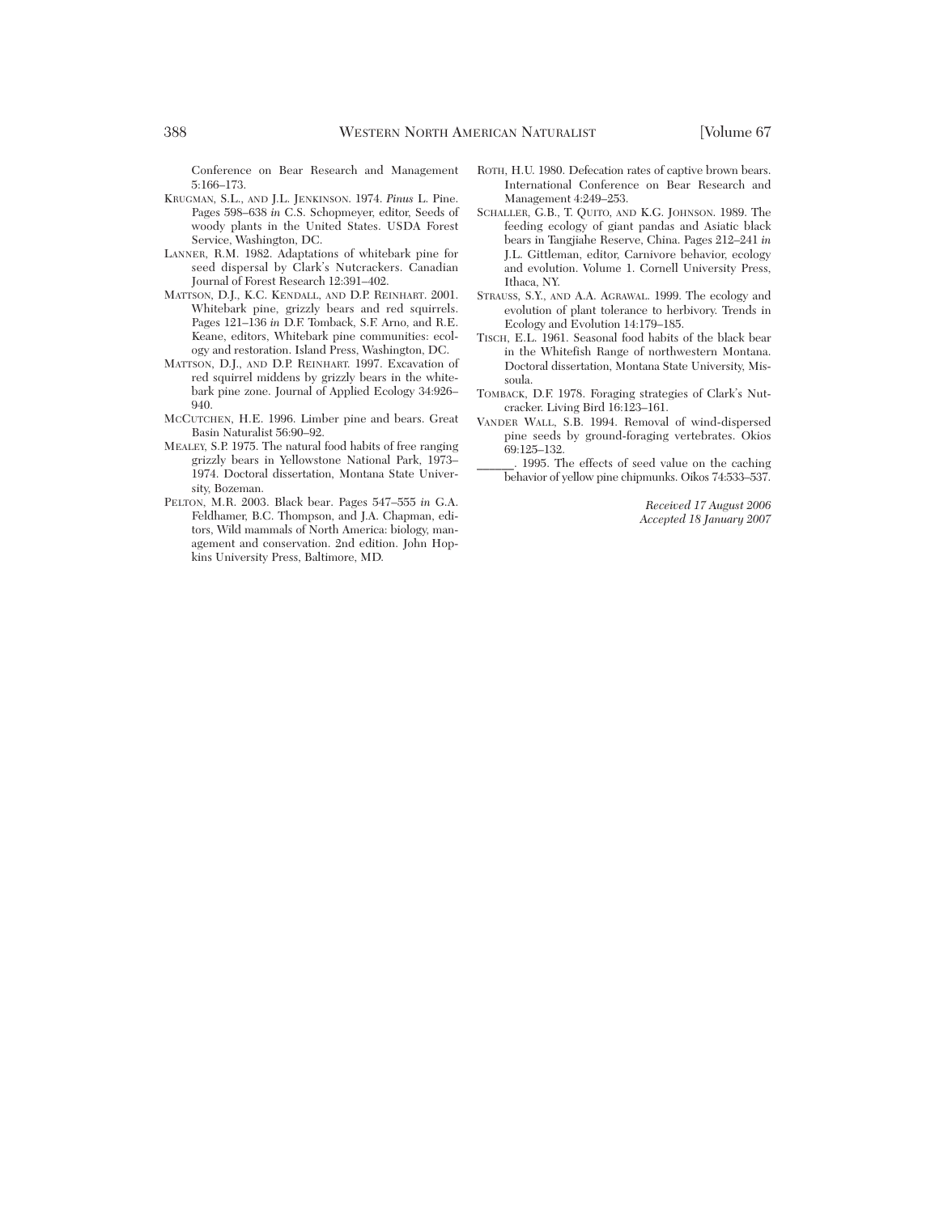Conference on Bear Research and Management 5:166–173.

KRUGMAN, S.L., AND J.L. JENKINSON. 1974. *Pinus* L. Pine. Pages 598–638 *in* C.S. Schopmeyer, editor, Seeds of woody plants in the United States. USDA Forest Service, Washington, DC.

LANNER, R.M. 1982. Adaptations of whitebark pine for seed dispersal by Clark's Nutcrackers. Canadian Journal of Forest Research 12:391–402.

MATTSON, D.J., K.C. KENDALL, AND D.P. REINHART. 2001. Whitebark pine, grizzly bears and red squirrels. Pages 121–136 *in* D.F. Tomback, S.F. Arno, and R.E. Keane, editors, Whitebark pine communities: ecology and restoration. Island Press, Washington, DC.

MATTSON, D.J., AND D.P. REINHART. 1997. Excavation of red squirrel middens by grizzly bears in the whitebark pine zone. Journal of Applied Ecology 34:926–940.

MCCUTCHEN, H.E. 1996. Limber pine and bears. Great Basin Naturalist 56:90–92.

MEALEY, S.P. 1975. The natural food habits of free ranging grizzly bears in Yellowstone National Park, 1973–1974. Doctoral dissertation, Montana State University, Bozeman.

PELTON, M.R. 2003. Black bear. Pages 547–555 *in* G.A. Feldhamer, B.C. Thompson, and J.A. Chapman, editors, Wild mammals of North America: biology, management and conservation. 2nd edition. John Hopkins University Press, Baltimore, MD.

ROTH, H.U. 1980. Defecation rates of captive brown bears. International Conference on Bear Research and Management 4:249–253.

SCHALLER, G.B., T. QUITO, AND K.G. JOHNSON. 1989. The feeding ecology of giant pandas and Asiatic black bears in Tangjiahe Reserve, China. Pages 212–241 *in* J.L. Gittleman, editor, Carnivore behavior, ecology and evolution. Volume 1. Cornell University Press, Ithaca, NY.

STRAUSS, S.Y., AND A.A. AGRAWAL. 1999. The ecology and evolution of plant tolerance to herbivory. Trends in Ecology and Evolution 14:179–185.

TISCH, E.L. 1961. Seasonal food habits of the black bear in the Whitefish Range of northwestern Montana. Doctoral dissertation, Montana State University, Missoula.

TOMBACK, D.F. 1978. Foraging strategies of Clark's Nutcracker. Living Bird 16:123–161.

VANDER WALL, S.B. 1994. Removal of wind-dispersed pine seeds by ground-foraging vertebrates. Okios 69:125–132.

______. 1995. The effects of seed value on the caching behavior of yellow pine chipmunks. Oikos 74:533–537.

*Received 17 August 2006*
*Accepted 18 January 2007*